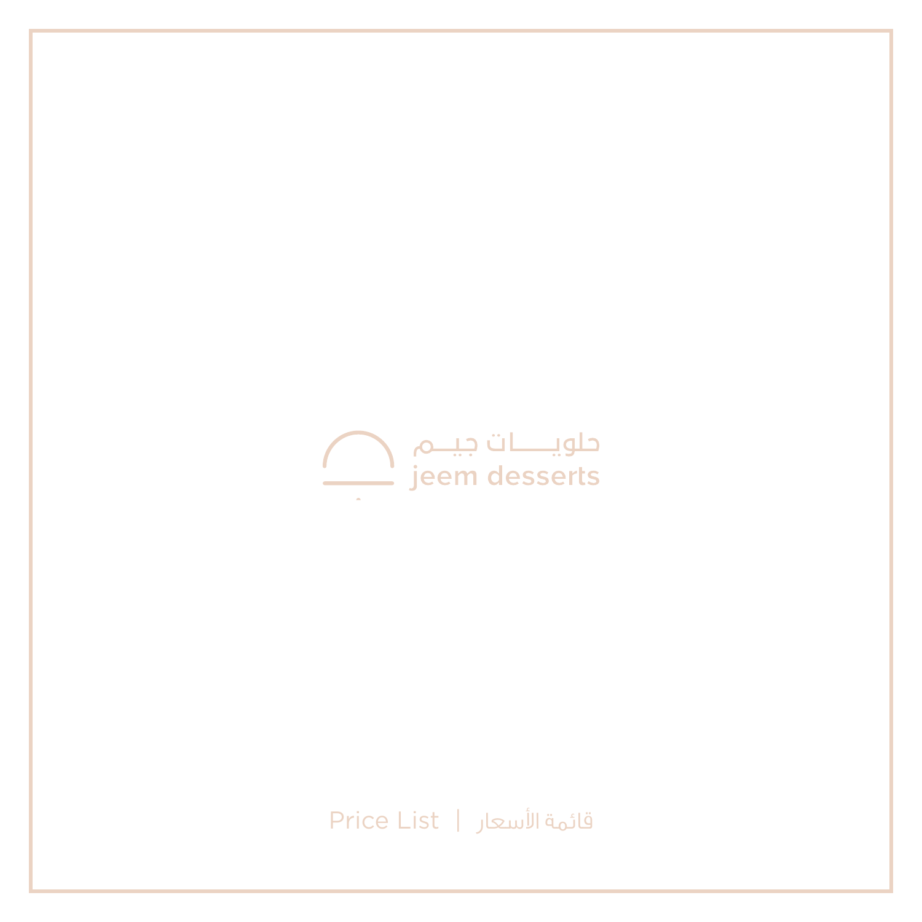حلويـــات جيــم

jeem desserts

Price List | قائمة الأسعار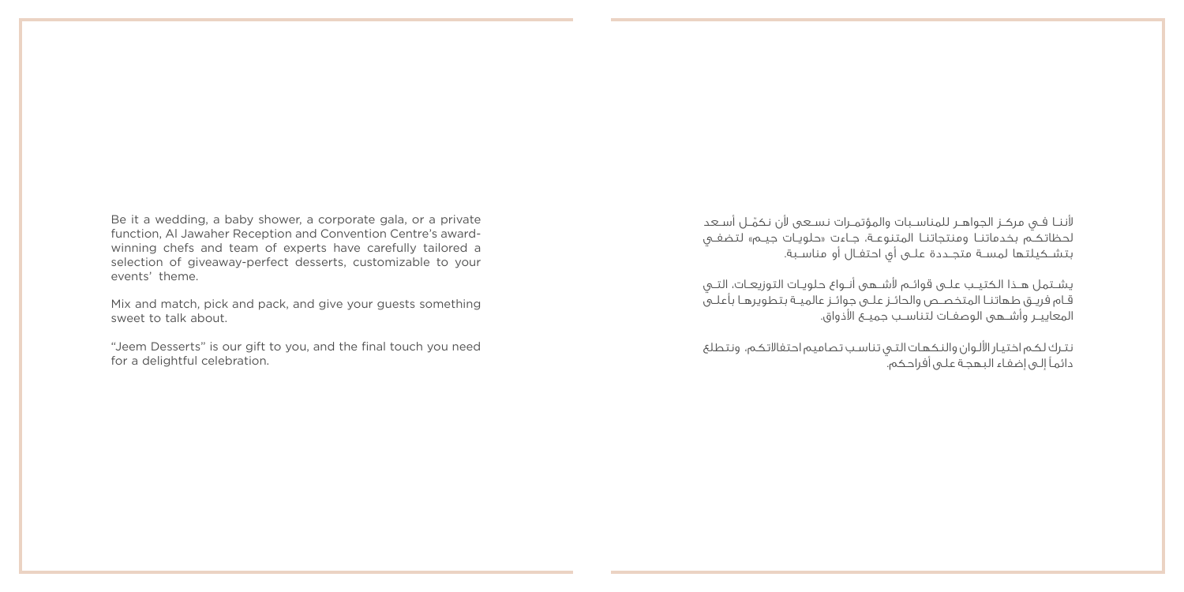Be it a wedding, a baby shower, a corporate gala, or a private function, Al Jawaher Reception and Convention Centre's award-winning chefs and team of experts have carefully tailored a selection of giveaway-perfect desserts, customizable to your events' theme.

Mix and match, pick and pack, and give your guests something sweet to talk about.

"Jeem Desserts" is our gift to you, and the final touch you need for a delightful celebration.

لأننا في مركز الجواهر للمناسبات والمؤتمرات نسعى لأن نكمّل أسعد لحظاتكم بخدماتنا ومنتجاتنا المتنوعة، جاءت «حلويات جيم» لتضفي بتشكيلتها لمسة متجددة على أي احتفال أو مناسبة.

يشتمل هذا الكتيب على قوائم لأشهى أنواع حلويات التوزيعات، التي قام فريق طهاتنا المتخصص والحائز على جوائز عالمية بتطويرها بأعلى المعايير وأشهى الوصفات لتناسب جميع الأذواق.

نترك لكم اختيار الألوان والنكهات التي تناسب تصاميم احتفالاتكم، ونتطلع دائماً إلى إضفاء البهجة على أفراحكم.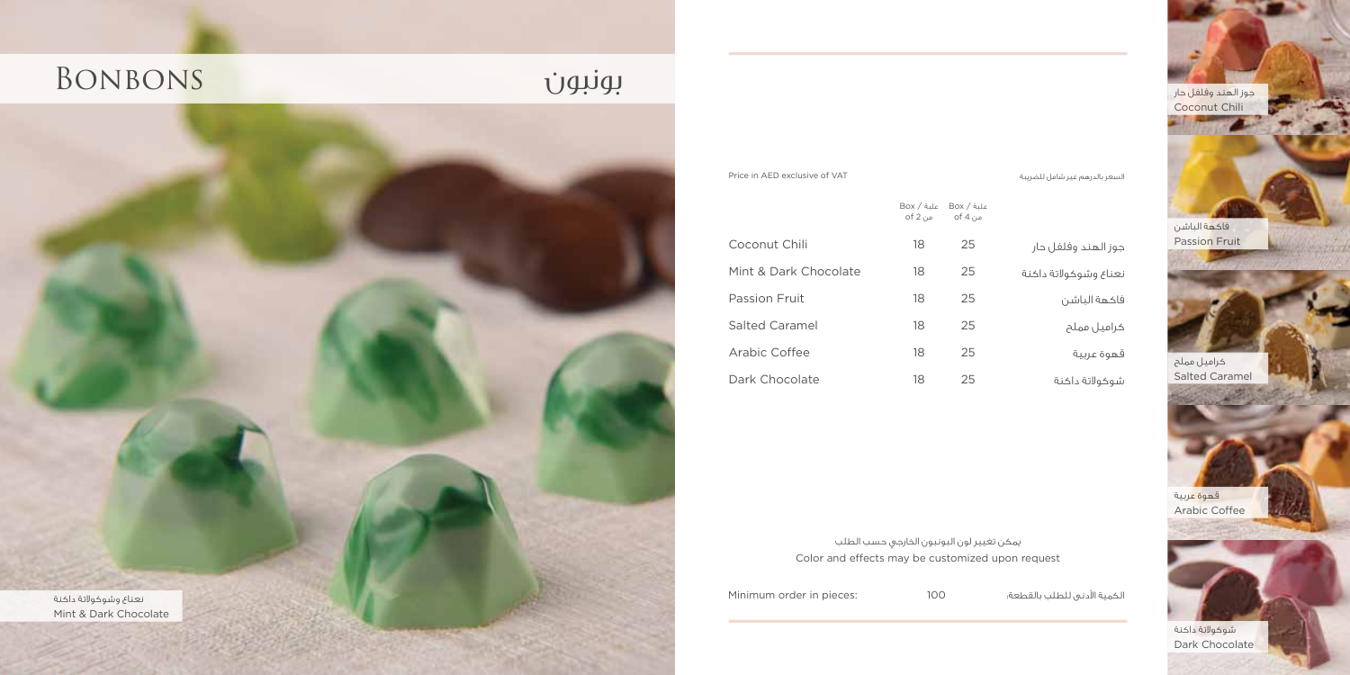# Bonbons

# بونبون

نعناع وشوكولاتة داكنة
Mint & Dark Chocolate

Price in AED exclusive of VAT

السعر بالدرهم غير شامل للضريبة

| | Box / علبة of 2 من | Box / علبة of 4 من | |
|---|---|---|---|
| Coconut Chili | 18 | 25 | جوز الهند وفلفل حار |
| Mint & Dark Chocolate | 18 | 25 | نعناع وشوكولاتة داكنة |
| Passion Fruit | 18 | 25 | فاكهة الباشن |
| Salted Caramel | 18 | 25 | كراميل مملح |
| Arabic Coffee | 18 | 25 | قهوة عربية |
| Dark Chocolate | 18 | 25 | شوكولاتة داكنة |

يمكن تغيير لون البونبون الخارجي حسب الطلب
Color and effects may be customized upon request

Minimum order in pieces: 100 الكمية الأدنى للطلب بالقطعة:

جوز الهند وفلفل حار
Coconut Chili

فاكهة الباشن
Passion Fruit

كراميل مملح
Salted Caramel

قهوة عربية
Arabic Coffee

شوكولاتة داكنة
Dark Chocolate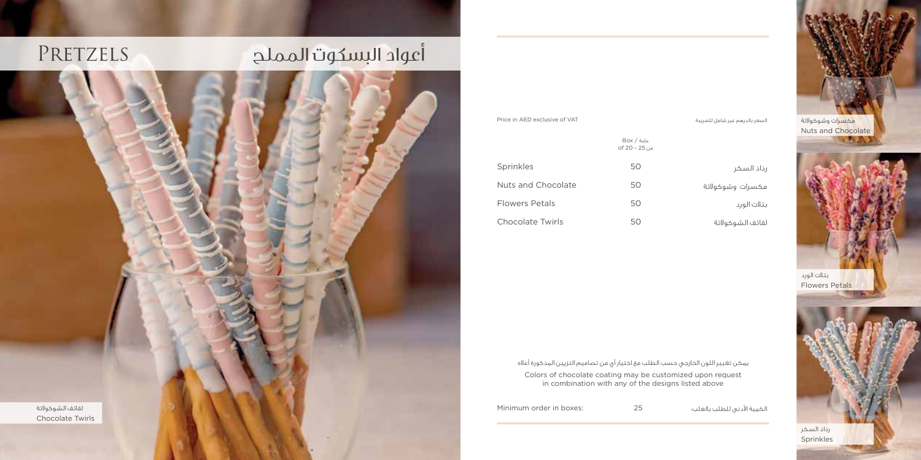# Pretzels أعواد البسكوت المملح

لفائف الشوكولاتة
Chocolate Twirls

| Price in AED exclusive of VAT | علبة / Box<br>من 25 - 20 of | السعر بالدرهم غير شامل للضريبة |
|---|---|---|
| Sprinkles | 50 | رذاذ السكر |
| Nuts and Chocolate | 50 | مكسرات وشوكولاتة |
| Flowers Petals | 50 | بتلات الورد |
| Chocolate Twirls | 50 | لفائف الشوكولاتة |

يمكن تغيير اللون الخارجي حسب الطلب مع اختيار أي من تصاميم التزيين المذكورة أعلاه

Colors of chocolate coating may be customized upon request in combination with any of the designs listed above

Minimum order in boxes: 25 :الكمية الأدنى للطلب بالعلب

مكسرات وشوكولاتة
Nuts and Chocolate

بتلات الورد
Flowers Petals

رذاذ السكر
Sprinkles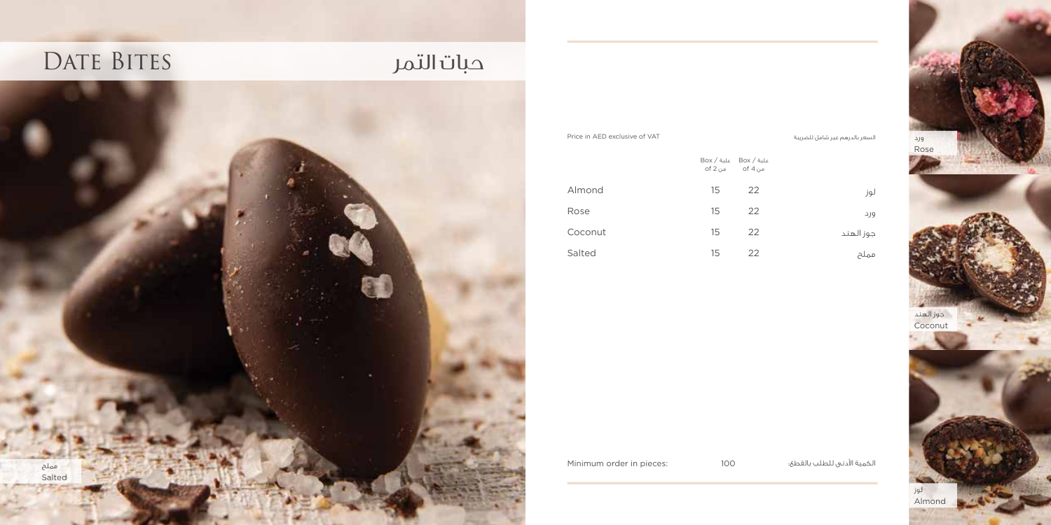# Date Bites

# حبات التمر

Price in AED exclusive of VAT

السعر بالدرهم غير شامل للضريبة

| | Box / علبة of 2 من | Box / علبة of 4 من | |
|---|---|---|---|
| Almond | 15 | 22 | لوز |
| Rose | 15 | 22 | ورد |
| Coconut | 15 | 22 | جوز الهند |
| Salted | 15 | 22 | مملح |

Minimum order in pieces: 100 :الكمية الأدنى للطلب بالقطع

مملح
Salted

ورد
Rose

جوز الهند
Coconut

لوز
Almond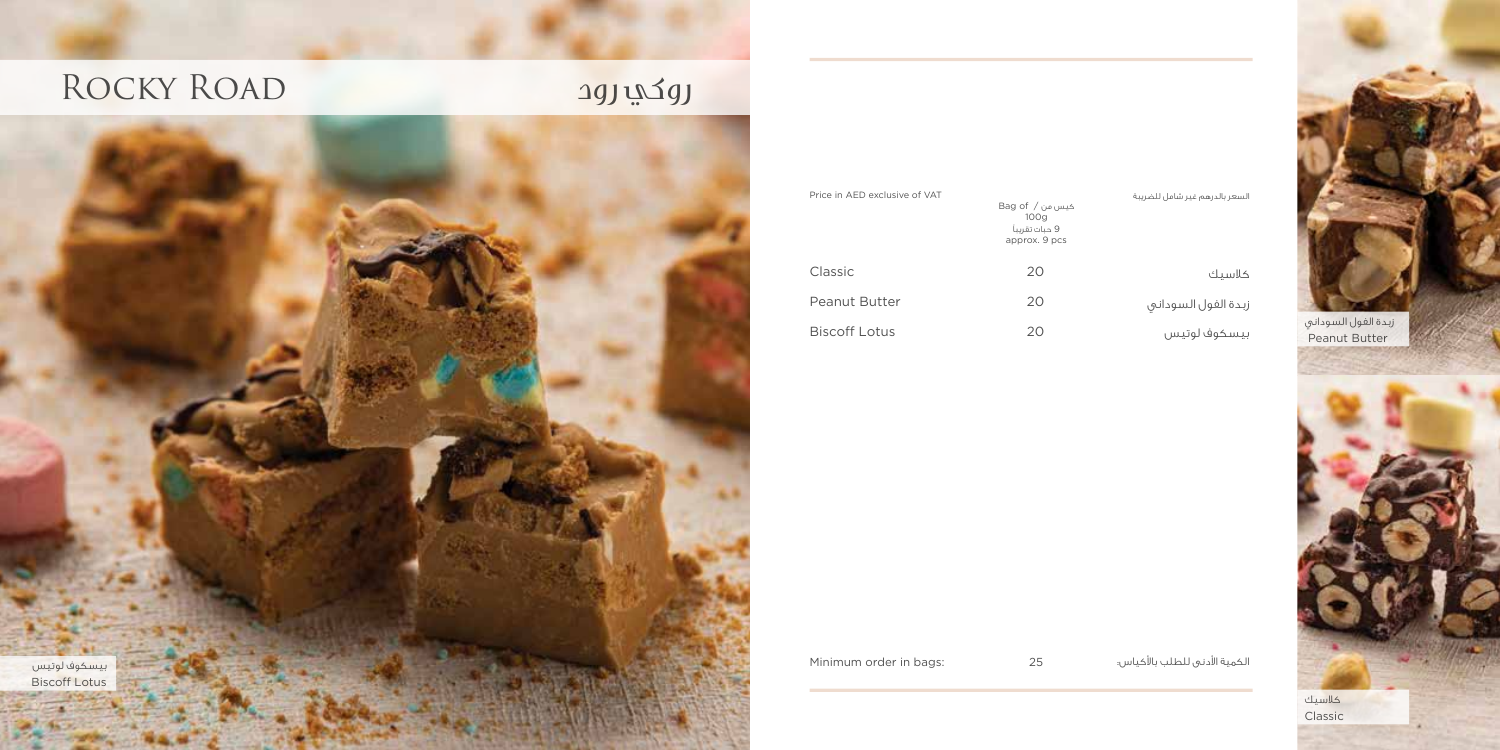# Rocky Road روكي رود

| Price in AED exclusive of VAT | Bag of / كيس من 100g 9 حبات تقريباً approx. 9 pcs | السعر بالدرهم غير شامل للضريبة |
|---|---|---|
| Classic | 20 | كلاسيك |
| Peanut Butter | 20 | زبدة الفول السوداني |
| Biscoff Lotus | 20 | بيسكوف لوتيس |

| Minimum order in bags: | 25 | الكمية الأدنى للطلب بالأكياس: |
|---|---|---|

بيسكوف لوتيس
Biscoff Lotus

زبدة الفول السوداني
Peanut Butter

كلاسيك
Classic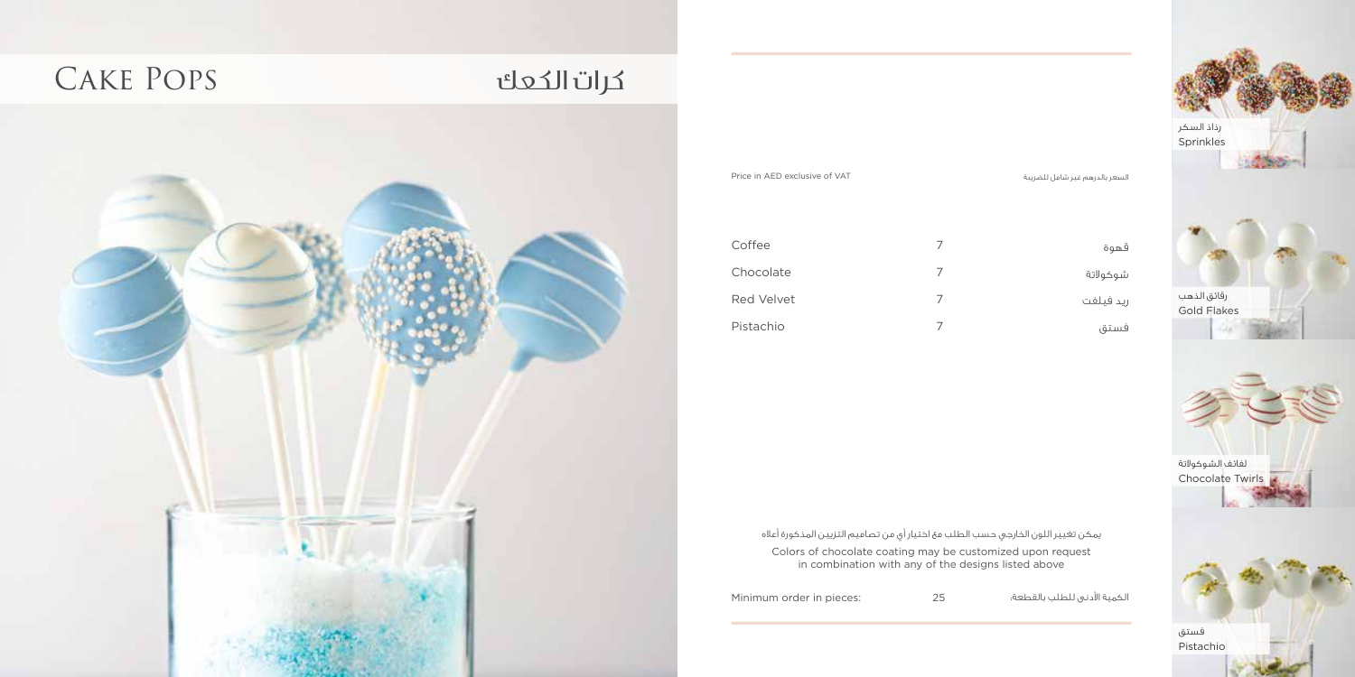# Cake Pops كرات الكعك

Price in AED exclusive of VAT | السعر بالدرهم غير شامل للضريبة

| | | |
|---|---|---|
| Coffee | 7 | قهوة |
| Chocolate | 7 | شوكولاتة |
| Red Velvet | 7 | ريد فيلفت |
| Pistachio | 7 | فستق |

يمكن تغيير اللون الخارجي حسب الطلب مع اختيار أي من تصاميم التزيين المذكورة أعلاه

Colors of chocolate coating may be customized upon request in combination with any of the designs listed above

Minimum order in pieces: 25 الكمية الأدنى للطلب بالقطعة:

رذاذ السكر
Sprinkles

رقائق الذهب
Gold Flakes

لفائف الشوكولاتة
Chocolate Twirls

فستق
Pistachio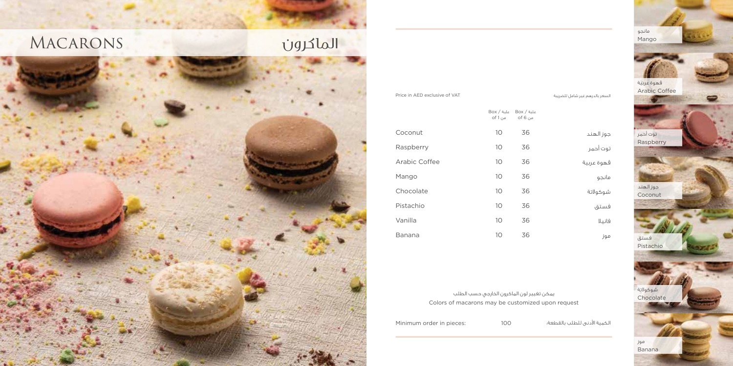# Macarons الماكرون

Price in AED exclusive of VAT | السعر بالدرهم غير شامل للضريبة

| | Box / علبة of 1 من | Box / علبة of 6 من | |
|---|---|---|---|
| Coconut | 10 | 36 | جوز الهند |
| Raspberry | 10 | 36 | توت أحمر |
| Arabic Coffee | 10 | 36 | قهوة عربية |
| Mango | 10 | 36 | مانجو |
| Chocolate | 10 | 36 | شوكولاتة |
| Pistachio | 10 | 36 | فستق |
| Vanilla | 10 | 36 | فانيلا |
| Banana | 10 | 36 | موز |

يمكن تغيير لون الماكرون الخارجي حسب الطلب

Colors of macarons may be customized upon request

Minimum order in pieces: 100 :الكمية الأدنى للطلب بالقطعة

مانجو
Mango

قهوة عربية
Arabic Coffee

توت أحمر
Raspberry

جوز الهند
Coconut

فستق
Pistachio

شوكولاتة
Chocolate

موز
Banana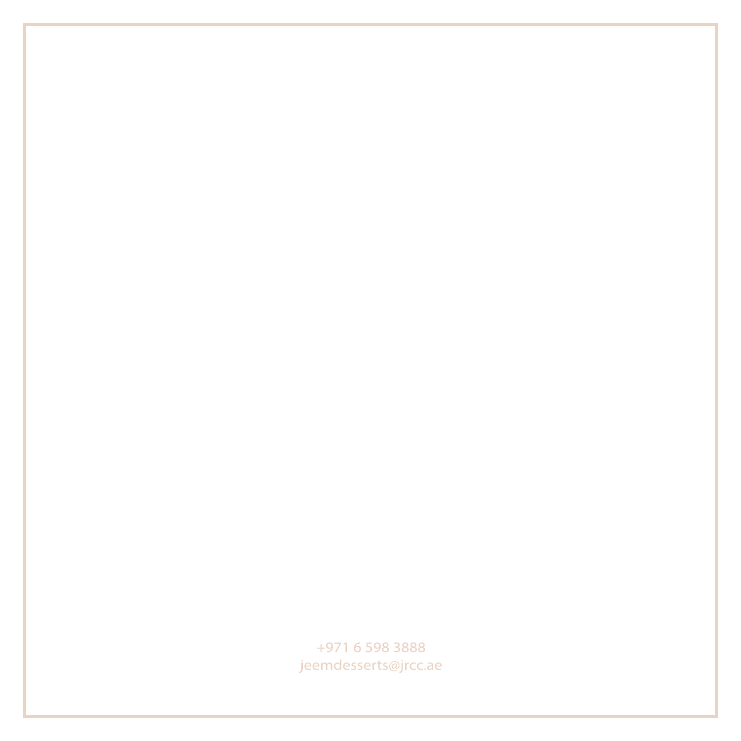+971 6 598 3888
jeemdesserts@jrcc.ae